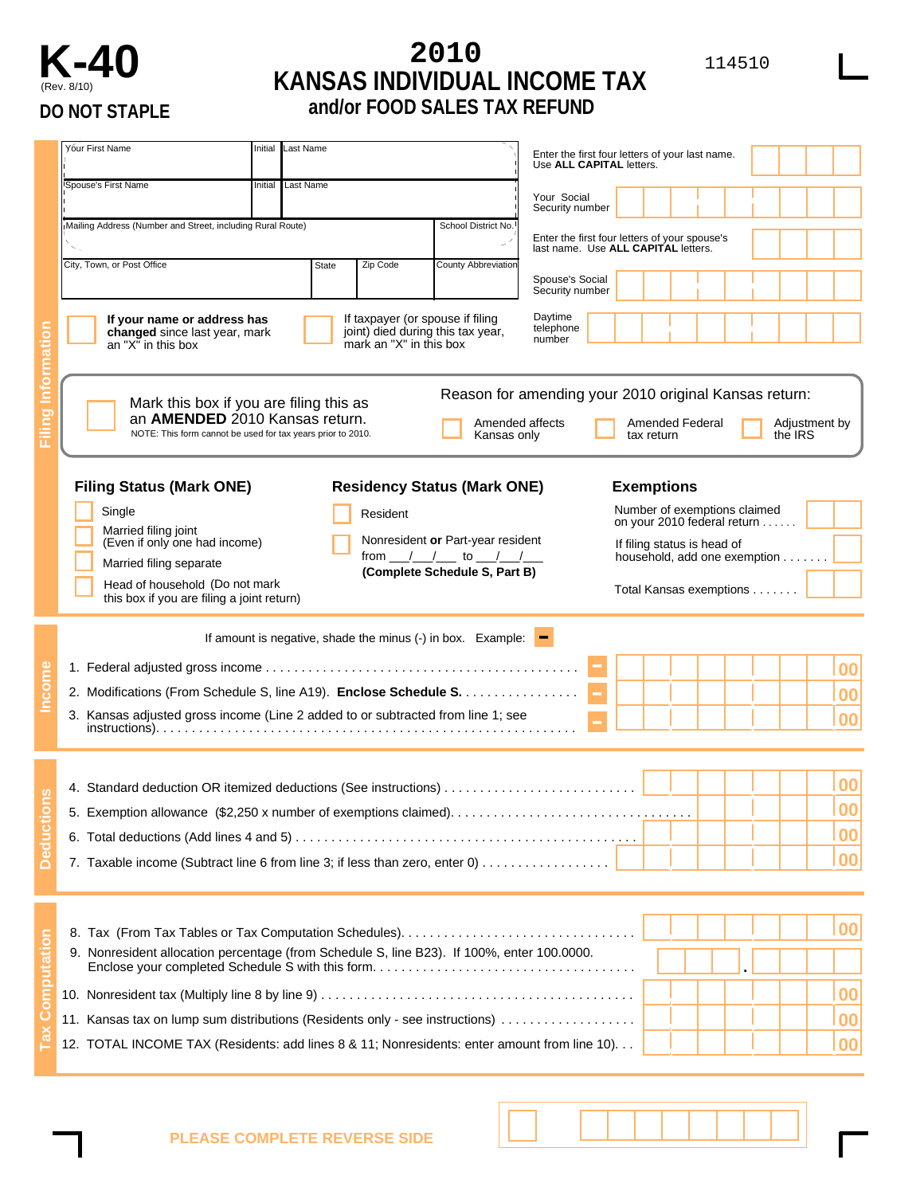# K-40

(Rev. 8/10)

**DO NOT STAPLE**

# 2010 KANSAS INDIVIDUAL INCOME TAX and/or FOOD SALES TAX REFUND

114510

## Filing Information

| Your First Name | Initial | Last Name |
|---|---|---|
| Spouse's First Name | Initial | Last Name |

| Mailing Address (Number and Street, including Rural Route) | | | School District No. |
|---|---|---|---|
| City, Town, or Post Office | State | Zip Code | County Abbreviation |

Enter the first four letters of your last name. Use **ALL CAPITAL** letters.

Your Social Security number

Enter the first four letters of your spouse's last name. Use **ALL CAPITAL** letters.

Spouse's Social Security number

Daytime telephone number

☐ **If your name or address has changed** since last year, mark an "X" in this box

☐ If taxpayer (or spouse if filing joint) died during this tax year, mark an "X" in this box

☐ Mark this box if you are filing this as an **AMENDED** 2010 Kansas return.
NOTE: This form cannot be used for tax years prior to 2010.

Reason for amending your 2010 original Kansas return:

☐ Amended affects Kansas only ☐ Amended Federal tax return ☐ Adjustment by the IRS

### Filing Status (Mark ONE)

☐ Single

☐ Married filing joint (Even if only one had income)

☐ Married filing separate

☐ Head of household (Do not mark this box if you are filing a joint return)

### Residency Status (Mark ONE)

☐ Resident

☐ Nonresident **or** Part-year resident from ___/___/___ to ___/___/___
**(Complete Schedule S, Part B)**

### Exemptions

Number of exemptions claimed on your 2010 federal return . . . . . .

If filing status is head of household, add one exemption . . . . . . .

Total Kansas exemptions . . . . . . .

## Income

If amount is negative, shade the minus (-) in box. Example: **-**

1. Federal adjusted gross income . . . . . . . . . . . . . . . . . . . . . . . . . . . . . . . . . . . . . . . . . . . **-** 00
2. Modifications (From Schedule S, line A19). **Enclose Schedule S.** . . . . . . . . . . . . . . . . **-** 00
3. Kansas adjusted gross income (Line 2 added to or subtracted from line 1; see instructions). . . . . . . . . . . . . . . . . . . . . . . . . . . . . . . . . . . . . . . . . . . . . . . . . . . . . . . . . . . **-** 00

## Deductions

4. Standard deduction OR itemized deductions (See instructions) . . . . . . . . . . . . . . . . . . . . . . . . . . 00
5. Exemption allowance ($2,250 x number of exemptions claimed). . . . . . . . . . . . . . . . . . . . . . . . . . . . . . . . 00
6. Total deductions (Add lines 4 and 5) . . . . . . . . . . . . . . . . . . . . . . . . . . . . . . . . . . . . . . . . . . . . . . . 00
7. Taxable income (Subtract line 6 from line 3; if less than zero, enter 0) . . . . . . . . . . . . . . . . . . 00

## Tax Computation

8. Tax (From Tax Tables or Tax Computation Schedules). . . . . . . . . . . . . . . . . . . . . . . . . . . . . . . . 00
9. Nonresident allocation percentage (from Schedule S, line B23). If 100%, enter 100.0000. Enclose your completed Schedule S with this form. . . . . . . . . . . . . . . . . . . . . . . . . . . . . . . . . . . .
10. Nonresident tax (Multiply line 8 by line 9) . . . . . . . . . . . . . . . . . . . . . . . . . . . . . . . . . . . . . . . . . . 00
11. Kansas tax on lump sum distributions (Residents only - see instructions) . . . . . . . . . . . . . . . . . . . 00
12. TOTAL INCOME TAX (Residents: add lines 8 & 11; Nonresidents: enter amount from line 10). . . 00

PLEASE COMPLETE REVERSE SIDE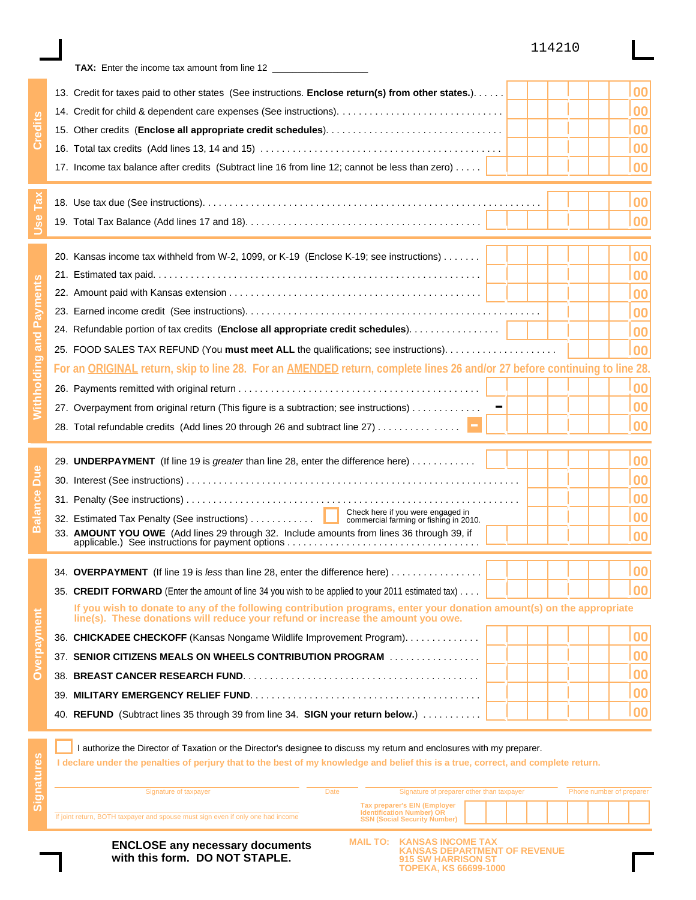114210

**TAX:** Enter the income tax amount from line 12 ________________

## Credits

13. Credit for taxes paid to other states (See instructions. **Enclose return(s) from other states.**) . . . . . . 00
14. Credit for child & dependent care expenses (See instructions) . . . . . . . . . . . . . . . . . . . . . . . . . . . . . . 00
15. Other credits (**Enclose all appropriate credit schedules**) . . . . . . . . . . . . . . . . . . . . . . . . . . . . . . . . 00
16. Total tax credits (Add lines 13, 14 and 15) . . . . . . . . . . . . . . . . . . . . . . . . . . . . . . . . . . . . . . . . . . 00
17. Income tax balance after credits (Subtract line 16 from line 12; cannot be less than zero) . . . . . 00

## Use Tax

18. Use tax due (See instructions) . . . . . . . . . . . . . . . . . . . . . . . . . . . . . . . . . . . . . . . . . . . . . . . . . . . . . . 00
19. Total Tax Balance (Add lines 17 and 18) . . . . . . . . . . . . . . . . . . . . . . . . . . . . . . . . . . . . . . . . . . 00

## Withholding and Payments

20. Kansas income tax withheld from W-2, 1099, or K-19 (Enclose K-19; see instructions) . . . . . . . 00
21. Estimated tax paid . . . . . . . . . . . . . . . . . . . . . . . . . . . . . . . . . . . . . . . . . . . . . . . . . . . . . . . . . . . . 00
22. Amount paid with Kansas extension . . . . . . . . . . . . . . . . . . . . . . . . . . . . . . . . . . . . . . . . . . . . . . 00
23. Earned income credit (See instructions) . . . . . . . . . . . . . . . . . . . . . . . . . . . . . . . . . . . . . . . . . . . . . . 00
24. Refundable portion of tax credits (**Enclose all appropriate credit schedules**) . . . . . . . . . . . . . . . . 00
25. FOOD SALES TAX REFUND (You **must meet ALL** the qualifications; see instructions) . . . . . . . . . . . . . . . . . . . . 00

**For an ORIGINAL return, skip to line 28. For an AMENDED return, complete lines 26 and/or 27 before continuing to line 28.**

26. Payments remitted with original return . . . . . . . . . . . . . . . . . . . . . . . . . . . . . . . . . . . . . . . . . . . . 00
27. Overpayment from original return (This figure is a subtraction; see instructions) . . . . . . . . . . . . – 00
28. Total refundable credits (Add lines 20 through 26 and subtract line 27) . . . . . . . . . . . . . . – 00

## Balance Due

29. **UNDERPAYMENT** (If line 19 is *greater* than line 28, enter the difference here) . . . . . . . . . . . . 00
30. Interest (See instructions) . . . . . . . . . . . . . . . . . . . . . . . . . . . . . . . . . . . . . . . . . . . . . . . . . . . . . . . . 00
31. Penalty (See instructions) . . . . . . . . . . . . . . . . . . . . . . . . . . . . . . . . . . . . . . . . . . . . . . . . . . . . . . . . 00
32. Estimated Tax Penalty (See instructions) . . . . . . . . . . . ☐ Check here if you were engaged in commercial farming or fishing in 2010. 00
33. **AMOUNT YOU OWE** (Add lines 29 through 32. Include amounts from lines 36 through 39, if applicable.) See instructions for payment options . . . . . . . . . . . . . . . . . . . . . . . . . . . . . . . . . . 00

## Overpayment

34. **OVERPAYMENT** (If line 19 is *less* than line 28, enter the difference here) . . . . . . . . . . . . . . . . . 00
35. **CREDIT FORWARD** (Enter the amount of line 34 you wish to be applied to your 2011 estimated tax) . . . . 00

**If you wish to donate to any of the following contribution programs, enter your donation amount(s) on the appropriate line(s). These donations will reduce your refund or increase the amount you owe.**

36. **CHICKADEE CHECKOFF** (Kansas Nongame Wildlife Improvement Program) . . . . . . . . . . . . . 00
37. **SENIOR CITIZENS MEALS ON WHEELS CONTRIBUTION PROGRAM** . . . . . . . . . . . . . . . . . 00
38. **BREAST CANCER RESEARCH FUND** . . . . . . . . . . . . . . . . . . . . . . . . . . . . . . . . . . . . . . . . . . 00
39. **MILITARY EMERGENCY RELIEF FUND** . . . . . . . . . . . . . . . . . . . . . . . . . . . . . . . . . . . . . . . . 00
40. **REFUND** (Subtract lines 35 through 39 from line 34. **SIGN your return below.**) . . . . . . . . . . . 00

## Signatures

☐ I authorize the Director of Taxation or the Director's designee to discuss my return and enclosures with my preparer.

**I declare under the penalties of perjury that to the best of my knowledge and belief this is a true, correct, and complete return.**

| Signature of taxpayer | Date | Signature of preparer other than taxpayer | Phone number of preparer |
|---|---|---|---|
| | | | |

If joint return, BOTH taxpayer and spouse must sign even if only one had income

Tax preparer's EIN (Employer Identification Number) OR SSN (Social Security Number)

**ENCLOSE any necessary documents with this form. DO NOT STAPLE.**

**MAIL TO:** KANSAS INCOME TAX
KANSAS DEPARTMENT OF REVENUE
915 SW HARRISON ST
TOPEKA, KS 66699-1000